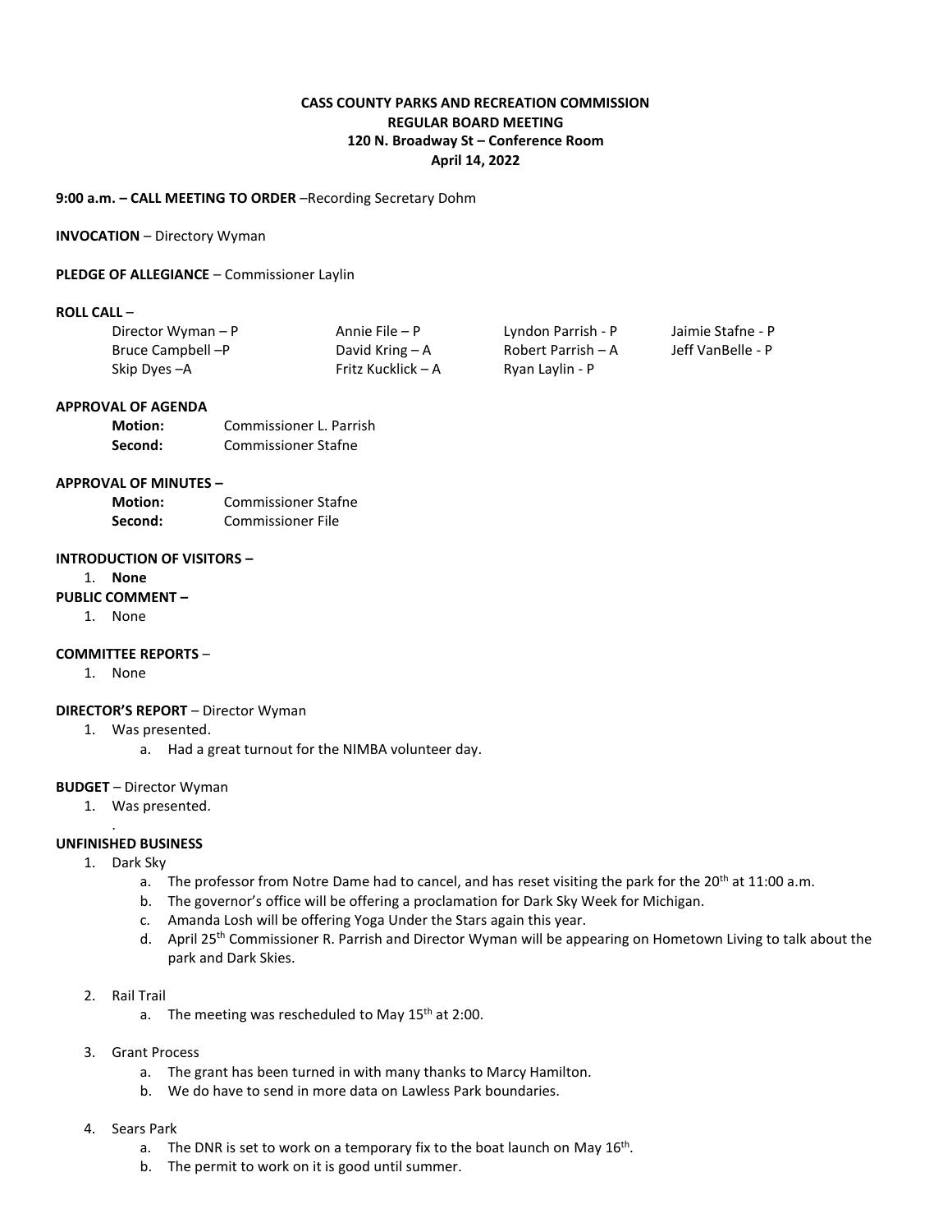**CASS COUNTY PARKS AND RECREATION COMMISSION**
**REGULAR BOARD MEETING**
**120 N. Broadway St – Conference Room**
**April 14, 2022**

**9:00 a.m. – CALL MEETING TO ORDER** –Recording Secretary Dohm

**INVOCATION** – Directory Wyman

**PLEDGE OF ALLEGIANCE** – Commissioner Laylin

**ROLL CALL** –

| | | | |
|---|---|---|---|
| Director Wyman – P | Annie File – P | Lyndon Parrish - P | Jaimie Stafne - P |
| Bruce Campbell –P | David Kring – A | Robert Parrish – A | Jeff VanBelle - P |
| Skip Dyes –A | Fritz Kucklick – A | Ryan Laylin - P | |

**APPROVAL OF AGENDA**

**Motion:** Commissioner L. Parrish
**Second:** Commissioner Stafne

**APPROVAL OF MINUTES –**

**Motion:** Commissioner Stafne
**Second:** Commissioner File

**INTRODUCTION OF VISITORS –**

1. **None**

**PUBLIC COMMENT –**

1. None

**COMMITTEE REPORTS** –

1. None

**DIRECTOR'S REPORT** – Director Wyman

1. Was presented.
   a. Had a great turnout for the NIMBA volunteer day.

**BUDGET** – Director Wyman

1. Was presented.
   .

**UNFINISHED BUSINESS**

1. Dark Sky
   a. The professor from Notre Dame had to cancel, and has reset visiting the park for the 20th at 11:00 a.m.
   b. The governor's office will be offering a proclamation for Dark Sky Week for Michigan.
   c. Amanda Losh will be offering Yoga Under the Stars again this year.
   d. April 25th Commissioner R. Parrish and Director Wyman will be appearing on Hometown Living to talk about the park and Dark Skies.

2. Rail Trail
   a. The meeting was rescheduled to May 15th at 2:00.

3. Grant Process
   a. The grant has been turned in with many thanks to Marcy Hamilton.
   b. We do have to send in more data on Lawless Park boundaries.

4. Sears Park
   a. The DNR is set to work on a temporary fix to the boat launch on May 16th.
   b. The permit to work on it is good until summer.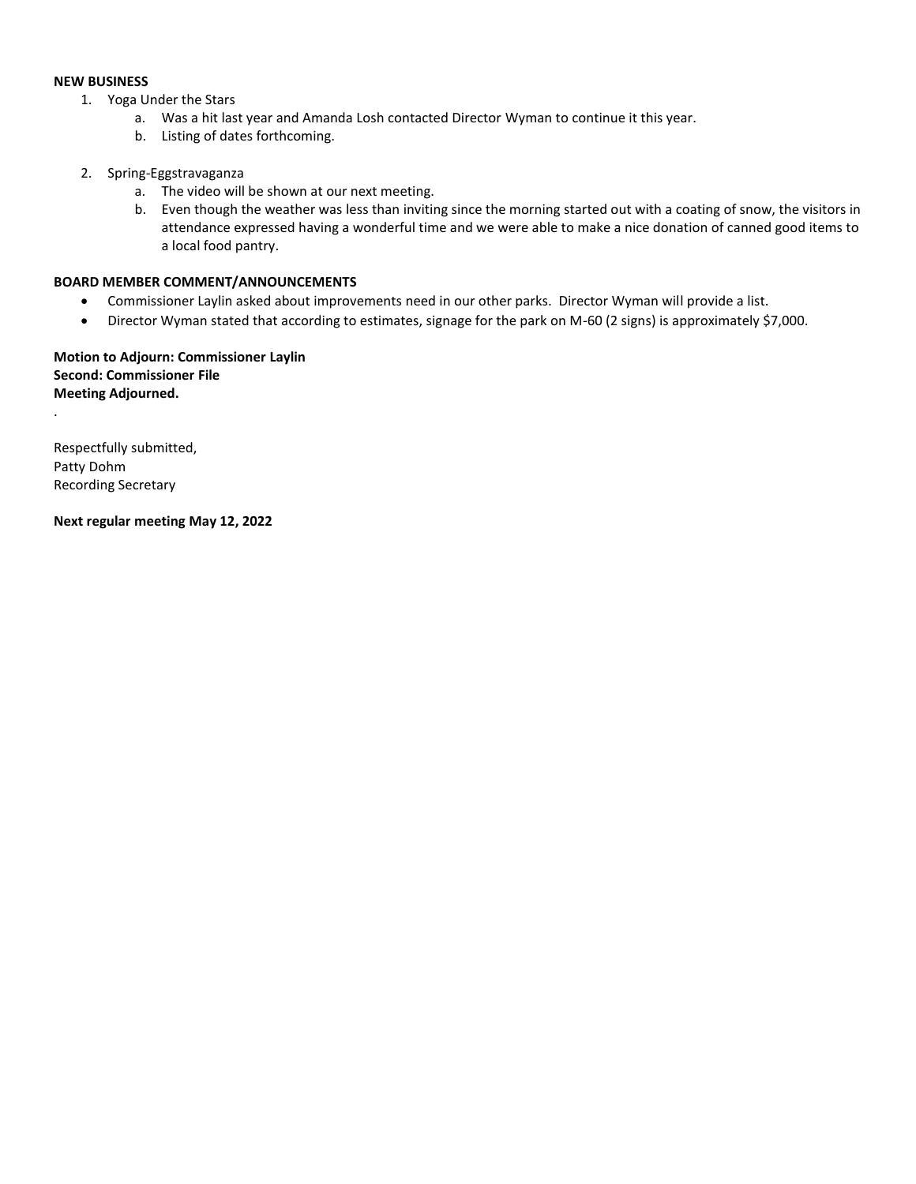**NEW BUSINESS**

1. Yoga Under the Stars
   a. Was a hit last year and Amanda Losh contacted Director Wyman to continue it this year.
   b. Listing of dates forthcoming.

2. Spring-Eggstravaganza
   a. The video will be shown at our next meeting.
   b. Even though the weather was less than inviting since the morning started out with a coating of snow, the visitors in attendance expressed having a wonderful time and we were able to make a nice donation of canned good items to a local food pantry.

**BOARD MEMBER COMMENT/ANNOUNCEMENTS**

- Commissioner Laylin asked about improvements need in our other parks. Director Wyman will provide a list.
- Director Wyman stated that according to estimates, signage for the park on M-60 (2 signs) is approximately $7,000.

**Motion to Adjourn: Commissioner Laylin**
**Second: Commissioner File**
**Meeting Adjourned.**

.

Respectfully submitted,
Patty Dohm
Recording Secretary

**Next regular meeting May 12, 2022**